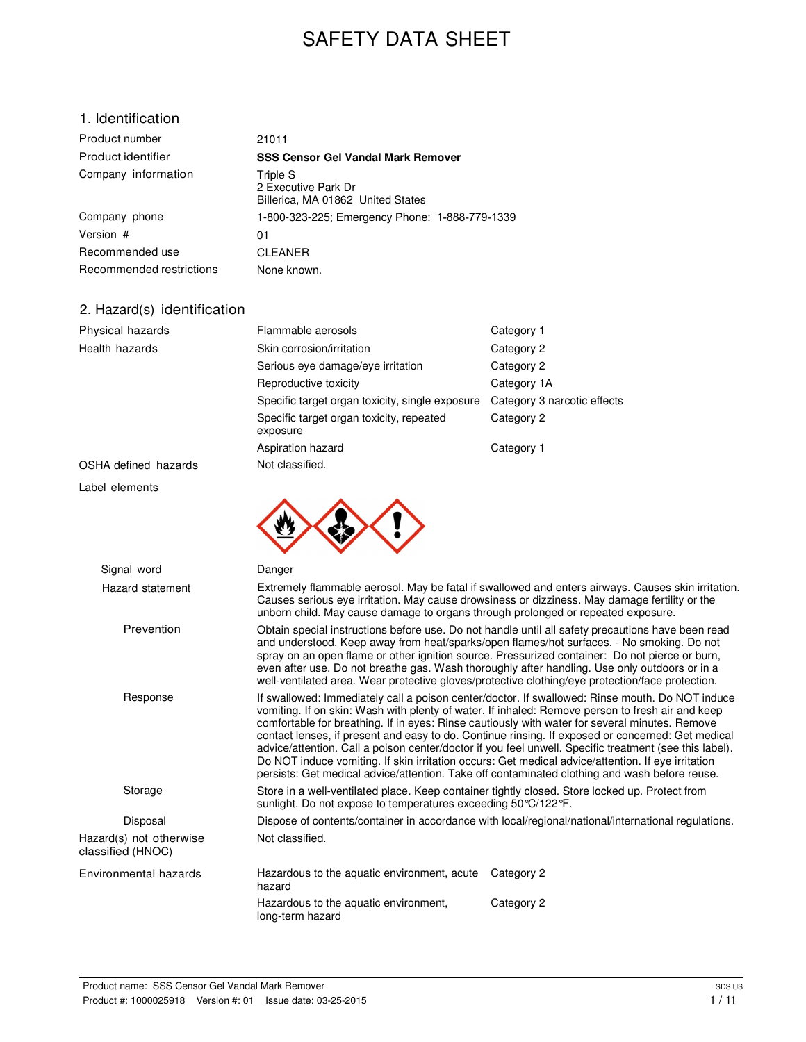# SAFETY DATA SHEET

## 1. Identification

| | |
|---|---|
| Product number | 21011 |
| Product identifier | **SSS Censor Gel Vandal Mark Remover** |
| Company information | Triple S<br>2 Executive Park Dr<br>Billerica, MA 01862 United States |
| Company phone | 1-800-323-225; Emergency Phone: 1-888-779-1339 |
| Version # | 01 |
| Recommended use | CLEANER |
| Recommended restrictions | None known. |

## 2. Hazard(s) identification

| | | |
|---|---|---|
| Physical hazards | Flammable aerosols | Category 1 |
| Health hazards | Skin corrosion/irritation | Category 2 |
| | Serious eye damage/eye irritation | Category 2 |
| | Reproductive toxicity | Category 1A |
| | Specific target organ toxicity, single exposure | Category 3 narcotic effects |
| | Specific target organ toxicity, repeated exposure | Category 2 |
| | Aspiration hazard | Category 1 |
| OSHA defined hazards | Not classified. | |

Label elements

**Signal word** Danger

**Hazard statement** Extremely flammable aerosol. May be fatal if swallowed and enters airways. Causes skin irritation. Causes serious eye irritation. May cause drowsiness or dizziness. May damage fertility or the unborn child. May cause damage to organs through prolonged or repeated exposure.

**Prevention** Obtain special instructions before use. Do not handle until all safety precautions have been read and understood. Keep away from heat/sparks/open flames/hot surfaces. - No smoking. Do not spray on an open flame or other ignition source. Pressurized container: Do not pierce or burn, even after use. Do not breathe gas. Wash thoroughly after handling. Use only outdoors or in a well-ventilated area. Wear protective gloves/protective clothing/eye protection/face protection.

**Response** If swallowed: Immediately call a poison center/doctor. If swallowed: Rinse mouth. Do NOT induce vomiting. If on skin: Wash with plenty of water. If inhaled: Remove person to fresh air and keep comfortable for breathing. If in eyes: Rinse cautiously with water for several minutes. Remove contact lenses, if present and easy to do. Continue rinsing. If exposed or concerned: Get medical advice/attention. Call a poison center/doctor if you feel unwell. Specific treatment (see this label). Do NOT induce vomiting. If skin irritation occurs: Get medical advice/attention. If eye irritation persists: Get medical advice/attention. Take off contaminated clothing and wash before reuse.

**Storage** Store in a well-ventilated place. Keep container tightly closed. Store locked up. Protect from sunlight. Do not expose to temperatures exceeding 50°C/122°F.

**Disposal** Dispose of contents/container in accordance with local/regional/national/international regulations.

**Hazard(s) not otherwise classified (HNOC)** Not classified.

| | | |
|---|---|---|
| Environmental hazards | Hazardous to the aquatic environment, acute hazard | Category 2 |
| | Hazardous to the aquatic environment, long-term hazard | Category 2 |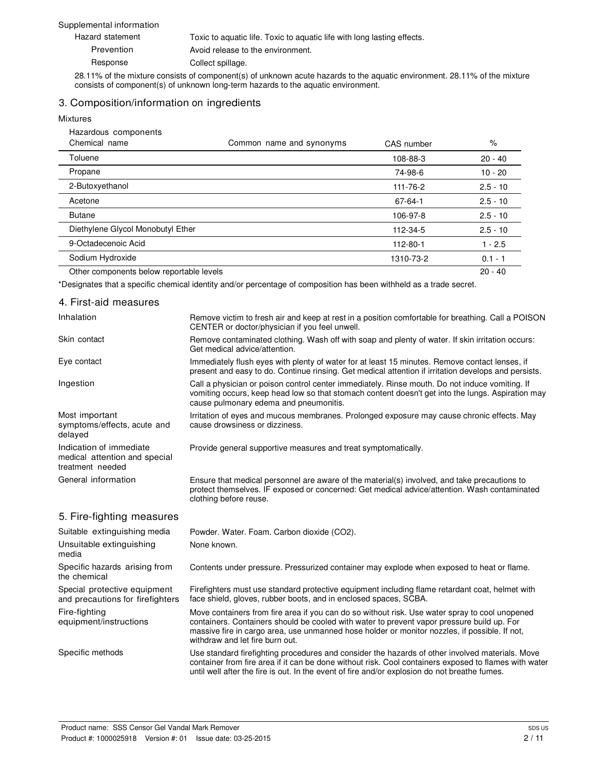Supplemental information

| | |
|---|---|
| Hazard statement | Toxic to aquatic life. Toxic to aquatic life with long lasting effects. |
| Prevention | Avoid release to the environment. |
| Response | Collect spillage. |

28.11% of the mixture consists of component(s) of unknown acute hazards to the aquatic environment. 28.11% of the mixture consists of component(s) of unknown long-term hazards to the aquatic environment.

## 3. Composition/information on ingredients

Mixtures

Hazardous components

| Chemical name | Common name and synonyms | CAS number | % |
|---|---|---|---|
| Toluene | | 108-88-3 | 20 - 40 |
| Propane | | 74-98-6 | 10 - 20 |
| 2-Butoxyethanol | | 111-76-2 | 2.5 - 10 |
| Acetone | | 67-64-1 | 2.5 - 10 |
| Butane | | 106-97-8 | 2.5 - 10 |
| Diethylene Glycol Monobutyl Ether | | 112-34-5 | 2.5 - 10 |
| 9-Octadecenoic Acid | | 112-80-1 | 1 - 2.5 |
| Sodium Hydroxide | | 1310-73-2 | 0.1 - 1 |
| Other components below reportable levels | | | 20 - 40 |

*Designates that a specific chemical identity and/or percentage of composition has been withheld as a trade secret.

## 4. First-aid measures

| | |
|---|---|
| Inhalation | Remove victim to fresh air and keep at rest in a position comfortable for breathing. Call a POISON CENTER or doctor/physician if you feel unwell. |
| Skin contact | Remove contaminated clothing. Wash off with soap and plenty of water. If skin irritation occurs: Get medical advice/attention. |
| Eye contact | Immediately flush eyes with plenty of water for at least 15 minutes. Remove contact lenses, if present and easy to do. Continue rinsing. Get medical attention if irritation develops and persists. |
| Ingestion | Call a physician or poison control center immediately. Rinse mouth. Do not induce vomiting. If vomiting occurs, keep head low so that stomach content doesn't get into the lungs. Aspiration may cause pulmonary edema and pneumonitis. |
| Most important symptoms/effects, acute and delayed | Irritation of eyes and mucous membranes. Prolonged exposure may cause chronic effects. May cause drowsiness or dizziness. |
| Indication of immediate medical attention and special treatment needed | Provide general supportive measures and treat symptomatically. |
| General information | Ensure that medical personnel are aware of the material(s) involved, and take precautions to protect themselves. IF exposed or concerned: Get medical advice/attention. Wash contaminated clothing before reuse. |

## 5. Fire-fighting measures

| | |
|---|---|
| Suitable extinguishing media | Powder. Water. Foam. Carbon dioxide ($CO_2$). |
| Unsuitable extinguishing media | None known. |
| Specific hazards arising from the chemical | Contents under pressure. Pressurized container may explode when exposed to heat or flame. |
| Special protective equipment and precautions for firefighters | Firefighters must use standard protective equipment including flame retardant coat, helmet with face shield, gloves, rubber boots, and in enclosed spaces, SCBA. |
| Fire-fighting equipment/instructions | Move containers from fire area if you can do so without risk. Use water spray to cool unopened containers. Containers should be cooled with water to prevent vapor pressure build up. For massive fire in cargo area, use unmanned hose holder or monitor nozzles, if possible. If not, withdraw and let fire burn out. |
| Specific methods | Use standard firefighting procedures and consider the hazards of other involved materials. Move container from fire area if it can be done without risk. Cool containers exposed to flames with water until well after the fire is out. In the event of fire and/or explosion do not breathe fumes. |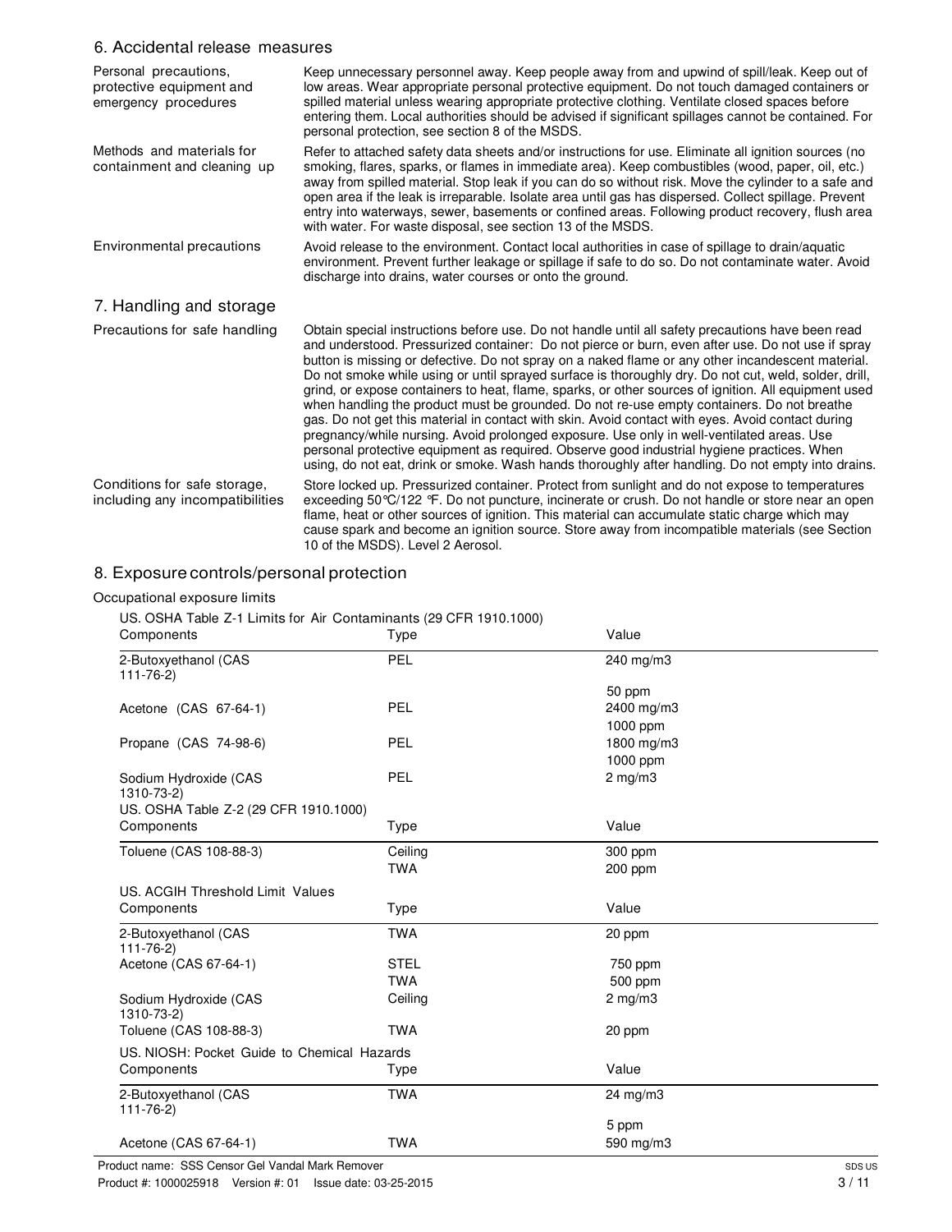## 6. Accidental release measures

| | |
|---|---|
| Personal precautions, protective equipment and emergency procedures | Keep unnecessary personnel away. Keep people away from and upwind of spill/leak. Keep out of low areas. Wear appropriate personal protective equipment. Do not touch damaged containers or spilled material unless wearing appropriate protective clothing. Ventilate closed spaces before entering them. Local authorities should be advised if significant spillages cannot be contained. For personal protection, see section 8 of the MSDS. |
| Methods and materials for containment and cleaning up | Refer to attached safety data sheets and/or instructions for use. Eliminate all ignition sources (no smoking, flares, sparks, or flames in immediate area). Keep combustibles (wood, paper, oil, etc.) away from spilled material. Stop leak if you can do so without risk. Move the cylinder to a safe and open area if the leak is irreparable. Isolate area until gas has dispersed. Collect spillage. Prevent entry into waterways, sewer, basements or confined areas. Following product recovery, flush area with water. For waste disposal, see section 13 of the MSDS. |
| Environmental precautions | Avoid release to the environment. Contact local authorities in case of spillage to drain/aquatic environment. Prevent further leakage or spillage if safe to do so. Do not contaminate water. Avoid discharge into drains, water courses or onto the ground. |

## 7. Handling and storage

| | |
|---|---|
| Precautions for safe handling | Obtain special instructions before use. Do not handle until all safety precautions have been read and understood. Pressurized container: Do not pierce or burn, even after use. Do not use if spray button is missing or defective. Do not spray on a naked flame or any other incandescent material. Do not smoke while using or until sprayed surface is thoroughly dry. Do not cut, weld, solder, drill, grind, or expose containers to heat, flame, sparks, or other sources of ignition. All equipment used when handling the product must be grounded. Do not re-use empty containers. Do not breathe gas. Do not get this material in contact with skin. Avoid contact with eyes. Avoid contact during pregnancy/while nursing. Avoid prolonged exposure. Use only in well-ventilated areas. Use personal protective equipment as required. Observe good industrial hygiene practices. When using, do not eat, drink or smoke. Wash hands thoroughly after handling. Do not empty into drains. |
| Conditions for safe storage, including any incompatibilities | Store locked up. Pressurized container. Protect from sunlight and do not expose to temperatures exceeding 50°C/122 °F. Do not puncture, incinerate or crush. Do not handle or store near an open flame, heat or other sources of ignition. This material can accumulate static charge which may cause spark and become an ignition source. Store away from incompatible materials (see Section 10 of the MSDS). Level 2 Aerosol. |

## 8. Exposure controls/personal protection

Occupational exposure limits

US. OSHA Table Z-1 Limits for Air Contaminants (29 CFR 1910.1000)

| Components | Type | Value |
|---|---|---|
| 2-Butoxyethanol (CAS 111-76-2) | PEL | 240 mg/m3 |
| | | 50 ppm |
| Acetone (CAS 67-64-1) | PEL | 2400 mg/m3 |
| | | 1000 ppm |
| Propane (CAS 74-98-6) | PEL | 1800 mg/m3 |
| | | 1000 ppm |
| Sodium Hydroxide (CAS 1310-73-2) | PEL | 2 mg/m3 |

US. OSHA Table Z-2 (29 CFR 1910.1000)

| Components | Type | Value |
|---|---|---|
| Toluene (CAS 108-88-3) | Ceiling | 300 ppm |
| | TWA | 200 ppm |

US. ACGIH Threshold Limit Values

| Components | Type | Value |
|---|---|---|
| 2-Butoxyethanol (CAS 111-76-2) | TWA | 20 ppm |
| Acetone (CAS 67-64-1) | STEL | 750 ppm |
| | TWA | 500 ppm |
| Sodium Hydroxide (CAS 1310-73-2) | Ceiling | 2 mg/m3 |
| Toluene (CAS 108-88-3) | TWA | 20 ppm |

US. NIOSH: Pocket Guide to Chemical Hazards

| Components | Type | Value |
|---|---|---|
| 2-Butoxyethanol (CAS 111-76-2) | TWA | 24 mg/m3 |
| | | 5 ppm |
| Acetone (CAS 67-64-1) | TWA | 590 mg/m3 |

Product name: SSS Censor Gel Vandal Mark Remover

Product #: 1000025918 Version #: 01 Issue date: 03-25-2015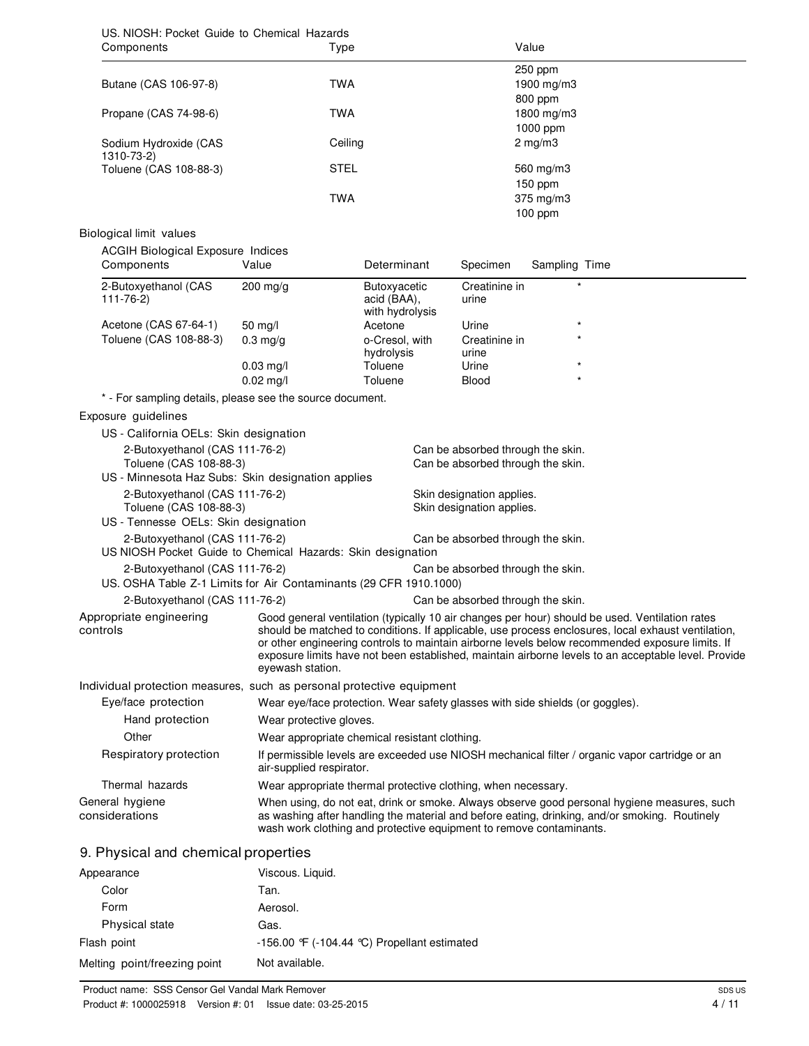US. NIOSH: Pocket Guide to Chemical Hazards

| Components | Type | Value |
|---|---|---|
| Butane (CAS 106-97-8) | TWA | 1900 mg/m3 |
| | | 800 ppm |
| Propane (CAS 74-98-6) | TWA | 1800 mg/m3 |
| | | 1000 ppm |
| Sodium Hydroxide (CAS 1310-73-2) | Ceiling | 2 mg/m3 |
| Toluene (CAS 108-88-3) | STEL | 560 mg/m3 |
| | | 150 ppm |
| | TWA | 375 mg/m3 |
| | | 100 ppm |

Note: a value "250 ppm" appears above the Butane row at the top of the page (continued from the previous page).

Biological limit values

ACGIH Biological Exposure Indices

| Components | Value | Determinant | Specimen | Sampling Time |
|---|---|---|---|---|
| 2-Butoxyethanol (CAS 111-76-2) | 200 mg/g | Butoxyacetic acid (BAA), with hydrolysis | Creatinine in urine | * |
| Acetone (CAS 67-64-1) | 50 mg/l | Acetone | Urine | * |
| Toluene (CAS 108-88-3) | 0.3 mg/g | o-Cresol, with hydrolysis | Creatinine in urine | * |
| | 0.03 mg/l | Toluene | Urine | * |
| | 0.02 mg/l | Toluene | Blood | * |

* - For sampling details, please see the source document.

Exposure guidelines

US - California OELs: Skin designation

| | |
|---|---|
| 2-Butoxyethanol (CAS 111-76-2) | Can be absorbed through the skin. |
| Toluene (CAS 108-88-3) | Can be absorbed through the skin. |

US - Minnesota Haz Subs: Skin designation applies

| | |
|---|---|
| 2-Butoxyethanol (CAS 111-76-2) | Skin designation applies. |
| Toluene (CAS 108-88-3) | Skin designation applies. |

US - Tennesse OELs: Skin designation

| | |
|---|---|
| 2-Butoxyethanol (CAS 111-76-2) | Can be absorbed through the skin. |

US NIOSH Pocket Guide to Chemical Hazards: Skin designation

| | |
|---|---|
| 2-Butoxyethanol (CAS 111-76-2) | Can be absorbed through the skin. |

US. OSHA Table Z-1 Limits for Air Contaminants (29 CFR 1910.1000)

| | |
|---|---|
| 2-Butoxyethanol (CAS 111-76-2) | Can be absorbed through the skin. |

**Appropriate engineering controls**: Good general ventilation (typically 10 air changes per hour) should be used. Ventilation rates should be matched to conditions. If applicable, use process enclosures, local exhaust ventilation, or other engineering controls to maintain airborne levels below recommended exposure limits. If exposure limits have not been established, maintain airborne levels to an acceptable level. Provide eyewash station.

Individual protection measures, such as personal protective equipment

- **Eye/face protection**: Wear eye/face protection. Wear safety glasses with side shields (or goggles).
- **Hand protection**: Wear protective gloves.
- **Other**: Wear appropriate chemical resistant clothing.
- **Respiratory protection**: If permissible levels are exceeded use NIOSH mechanical filter / organic vapor cartridge or an air-supplied respirator.
- **Thermal hazards**: Wear appropriate thermal protective clothing, when necessary.

**General hygiene considerations**: When using, do not eat, drink or smoke. Always observe good personal hygiene measures, such as washing after handling the material and before eating, drinking, and/or smoking. Routinely wash work clothing and protective equipment to remove contaminants.

## 9. Physical and chemical properties

| | |
|---|---|
| Appearance | Viscous. Liquid. |
| Color | Tan. |
| Form | Aerosol. |
| Physical state | Gas. |
| Flash point | -156.00 °F (-104.44 °C) Propellant estimated |
| Melting point/freezing point | Not available. |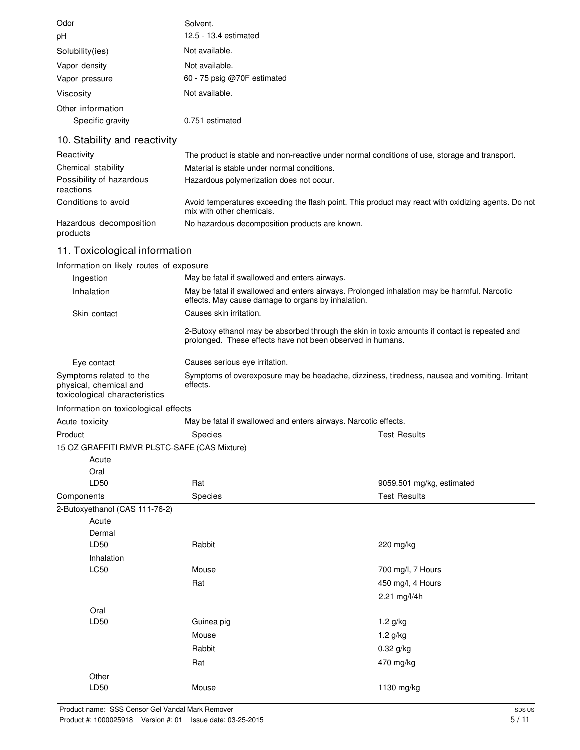| | |
|---|---|
| Odor | Solvent. |
| pH | 12.5 - 13.4 estimated |
| Solubility(ies) | Not available. |
| Vapor density | Not available. |
| Vapor pressure | 60 - 75 psig @70F estimated |
| Viscosity | Not available. |
| Other information | |
| Specific gravity | 0.751 estimated |

## 10. Stability and reactivity

| | |
|---|---|
| Reactivity | The product is stable and non-reactive under normal conditions of use, storage and transport. |
| Chemical stability | Material is stable under normal conditions. |
| Possibility of hazardous reactions | Hazardous polymerization does not occur. |
| Conditions to avoid | Avoid temperatures exceeding the flash point. This product may react with oxidizing agents. Do not mix with other chemicals. |
| Hazardous decomposition products | No hazardous decomposition products are known. |

## 11. Toxicological information

**Information on likely routes of exposure**

| | |
|---|---|
| Ingestion | May be fatal if swallowed and enters airways. |
| Inhalation | May be fatal if swallowed and enters airways. Prolonged inhalation may be harmful. Narcotic effects. May cause damage to organs by inhalation. |
| Skin contact | Causes skin irritation. |
| | 2-Butoxy ethanol may be absorbed through the skin in toxic amounts if contact is repeated and prolonged. These effects have not been observed in humans. |
| Eye contact | Causes serious eye irritation. |
| Symptoms related to the physical, chemical and toxicological characteristics | Symptoms of overexposure may be headache, dizziness, tiredness, nausea and vomiting. Irritant effects. |

**Information on toxicological effects**

Acute toxicity: May be fatal if swallowed and enters airways. Narcotic effects.

| Product | Species | Test Results |
|---|---|---|
| 15 OZ GRAFFITI RMVR PLSTC-SAFE (CAS Mixture) | | |
| Acute | | |
| Oral | | |
| LD50 | Rat | 9059.501 mg/kg, estimated |

| Components | Species | Test Results |
|---|---|---|
| 2-Butoxyethanol (CAS 111-76-2) | | |
| Acute | | |
| Dermal | | |
| LD50 | Rabbit | 220 mg/kg |
| Inhalation | | |
| LC50 | Mouse | 700 mg/l, 7 Hours |
| | Rat | 450 mg/l, 4 Hours |
| | | 2.21 mg/l/4h |
| Oral | | |
| LD50 | Guinea pig | 1.2 g/kg |
| | Mouse | 1.2 g/kg |
| | Rabbit | 0.32 g/kg |
| | Rat | 470 mg/kg |
| Other | | |
| LD50 | Mouse | 1130 mg/kg |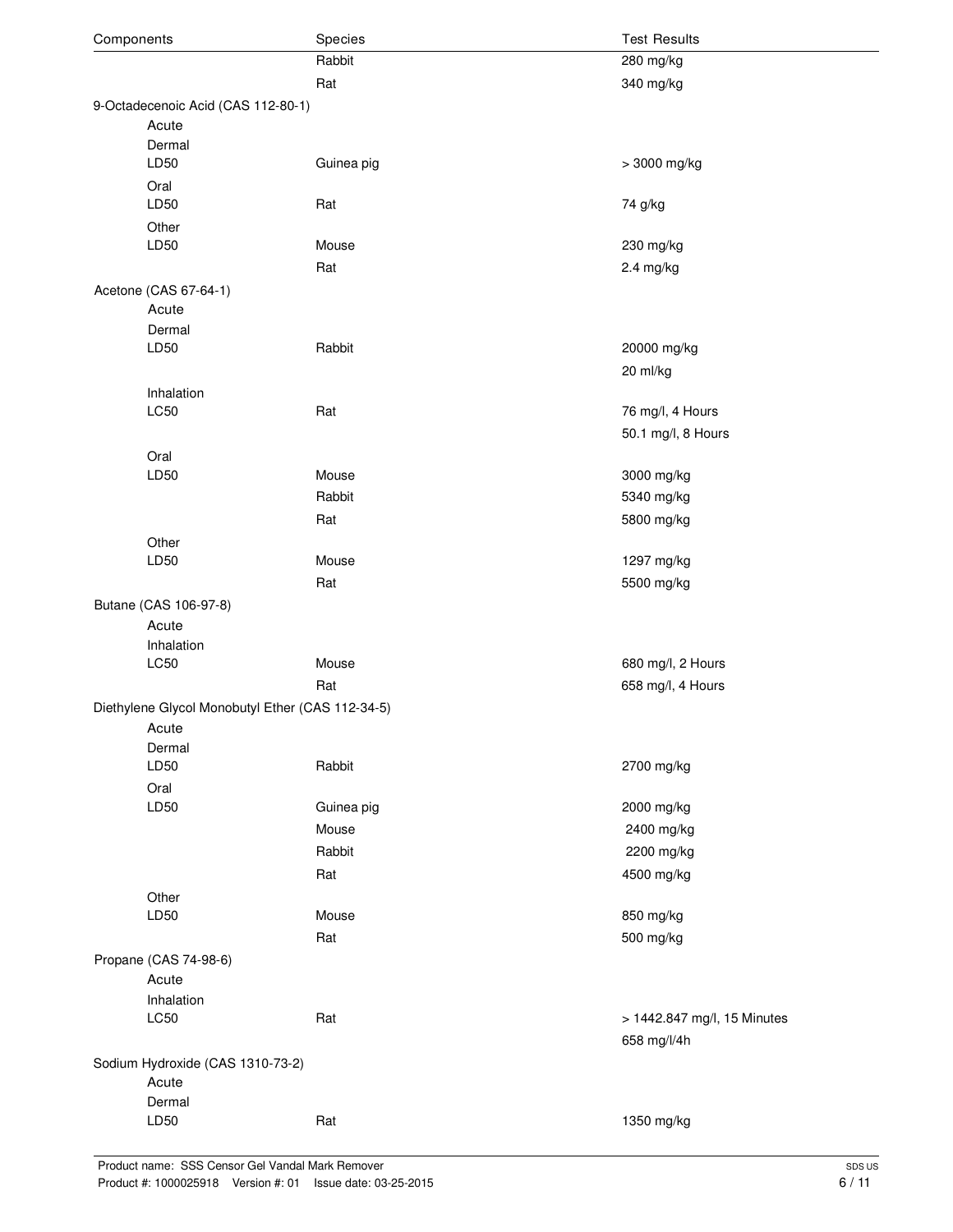| Components | Species | Test Results |
| --- | --- | --- |
| | Rabbit | 280 mg/kg |
| | Rat | 340 mg/kg |
| 9-Octadecenoic Acid (CAS 112-80-1) | | |
| Acute | | |
| Dermal | | |
| LD50 | Guinea pig | > 3000 mg/kg |
| Oral | | |
| LD50 | Rat | 74 g/kg |
| Other | | |
| LD50 | Mouse | 230 mg/kg |
| | Rat | 2.4 mg/kg |
| Acetone (CAS 67-64-1) | | |
| Acute | | |
| Dermal | | |
| LD50 | Rabbit | 20000 mg/kg |
| | | 20 ml/kg |
| Inhalation | | |
| LC50 | Rat | 76 mg/l, 4 Hours |
| | | 50.1 mg/l, 8 Hours |
| Oral | | |
| LD50 | Mouse | 3000 mg/kg |
| | Rabbit | 5340 mg/kg |
| | Rat | 5800 mg/kg |
| Other | | |
| LD50 | Mouse | 1297 mg/kg |
| | Rat | 5500 mg/kg |
| Butane (CAS 106-97-8) | | |
| Acute | | |
| Inhalation | | |
| LC50 | Mouse | 680 mg/l, 2 Hours |
| | Rat | 658 mg/l, 4 Hours |
| Diethylene Glycol Monobutyl Ether (CAS 112-34-5) | | |
| Acute | | |
| Dermal | | |
| LD50 | Rabbit | 2700 mg/kg |
| Oral | | |
| LD50 | Guinea pig | 2000 mg/kg |
| | Mouse | 2400 mg/kg |
| | Rabbit | 2200 mg/kg |
| | Rat | 4500 mg/kg |
| Other | | |
| LD50 | Mouse | 850 mg/kg |
| | Rat | 500 mg/kg |
| Propane (CAS 74-98-6) | | |
| Acute | | |
| Inhalation | | |
| LC50 | Rat | > 1442.847 mg/l, 15 Minutes |
| | | 658 mg/l/4h |
| Sodium Hydroxide (CAS 1310-73-2) | | |
| Acute | | |
| Dermal | | |
| LD50 | Rat | 1350 mg/kg |

Product name: SSS Censor Gel Vandal Mark Remover
Product #: 1000025918 Version #: 01 Issue date: 03-25-2015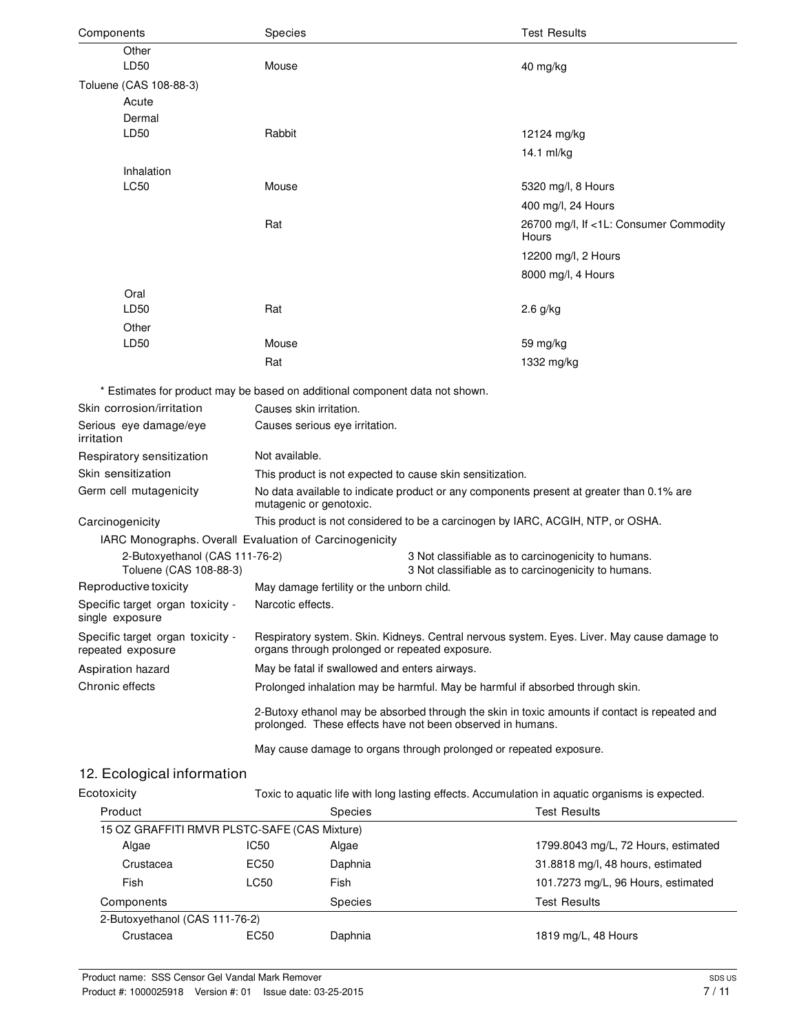| Components | Species | Test Results |
|---|---|---|
| Other | | |
| LD50 | Mouse | 40 mg/kg |
| Toluene (CAS 108-88-3) | | |
| Acute | | |
| Dermal | | |
| LD50 | Rabbit | 12124 mg/kg |
| | | 14.1 ml/kg |
| Inhalation | | |
| LC50 | Mouse | 5320 mg/l, 8 Hours |
| | | 400 mg/l, 24 Hours |
| | Rat | 26700 mg/l, If <1L: Consumer Commodity Hours |
| | | 12200 mg/l, 2 Hours |
| | | 8000 mg/l, 4 Hours |
| Oral | | |
| LD50 | Rat | 2.6 g/kg |
| Other | | |
| LD50 | Mouse | 59 mg/kg |
| | Rat | 1332 mg/kg |

* Estimates for product may be based on additional component data not shown.

**Skin corrosion/irritation** Causes skin irritation.

**Serious eye damage/eye irritation** Causes serious eye irritation.

**Respiratory sensitization** Not available.

**Skin sensitization** This product is not expected to cause skin sensitization.

**Germ cell mutagenicity** No data available to indicate product or any components present at greater than 0.1% are mutagenic or genotoxic.

**Carcinogenicity** This product is not considered to be a carcinogen by IARC, ACGIH, NTP, or OSHA.

IARC Monographs. Overall Evaluation of Carcinogenicity

| | |
|---|---|
| 2-Butoxyethanol (CAS 111-76-2) | 3 Not classifiable as to carcinogenicity to humans. |
| Toluene (CAS 108-88-3) | 3 Not classifiable as to carcinogenicity to humans. |

**Reproductive toxicity** May damage fertility or the unborn child.

**Specific target organ toxicity - single exposure** Narcotic effects.

**Specific target organ toxicity - repeated exposure** Respiratory system. Skin. Kidneys. Central nervous system. Eyes. Liver. May cause damage to organs through prolonged or repeated exposure.

**Aspiration hazard** May be fatal if swallowed and enters airways.

**Chronic effects** Prolonged inhalation may be harmful. May be harmful if absorbed through skin.

2-Butoxy ethanol may be absorbed through the skin in toxic amounts if contact is repeated and prolonged. These effects have not been observed in humans.

May cause damage to organs through prolonged or repeated exposure.

## 12. Ecological information

**Ecotoxicity** Toxic to aquatic life with long lasting effects. Accumulation in aquatic organisms is expected.

| Product | | Species | Test Results |
|---|---|---|---|
| 15 OZ GRAFFITI RMVR PLSTC-SAFE (CAS Mixture) | | | |
| Algae | IC50 | Algae | 1799.8043 mg/L, 72 Hours, estimated |
| Crustacea | EC50 | Daphnia | 31.8818 mg/l, 48 hours, estimated |
| Fish | LC50 | Fish | 101.7273 mg/L, 96 Hours, estimated |

| Components | | Species | Test Results |
|---|---|---|---|
| 2-Butoxyethanol (CAS 111-76-2) | | | |
| Crustacea | EC50 | Daphnia | 1819 mg/L, 48 Hours |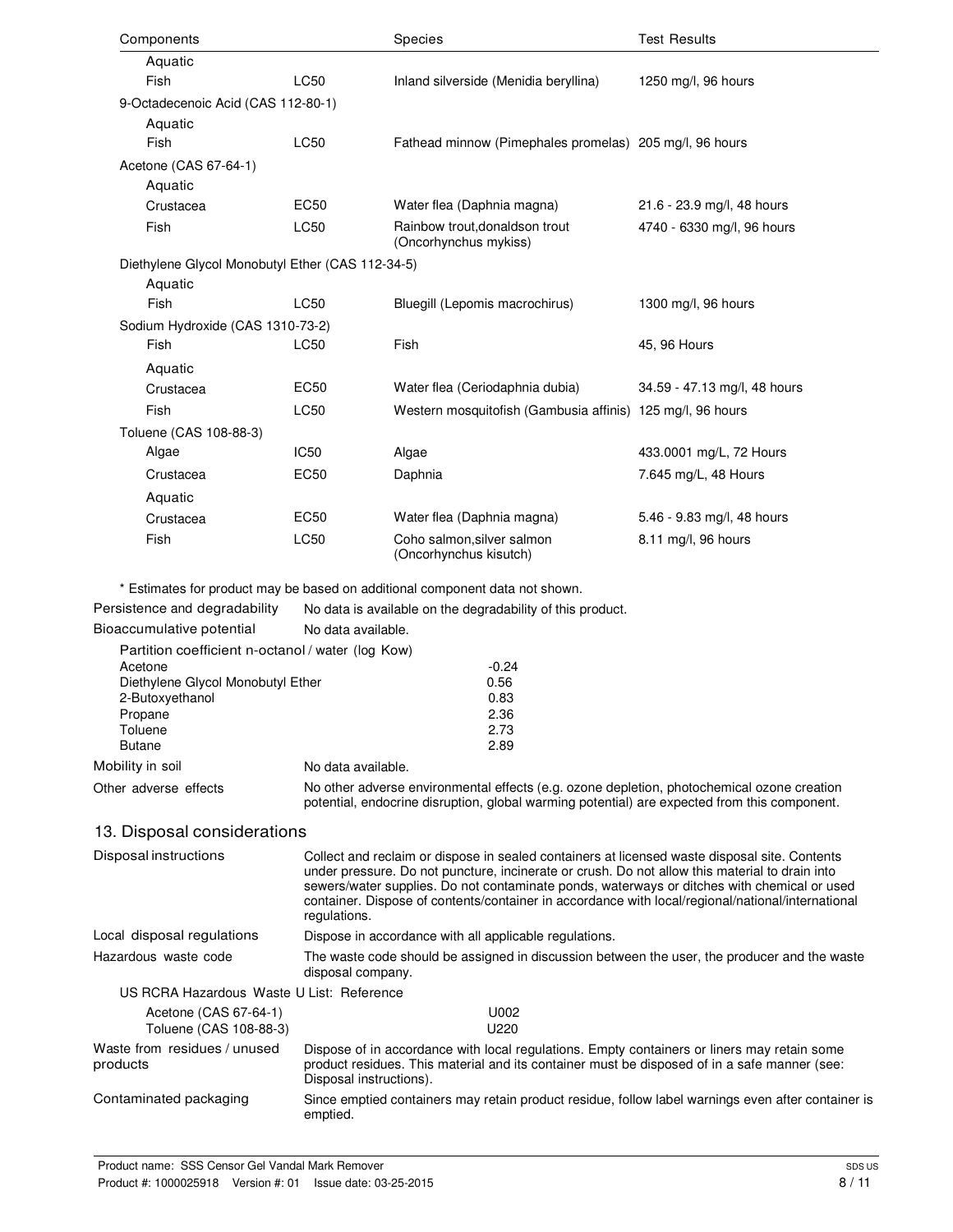| Components | | Species | Test Results |
|---|---|---|---|
| Aquatic | | | |
| Fish | LC50 | Inland silverside (Menidia beryllina) | 1250 mg/l, 96 hours |
| 9-Octadecenoic Acid (CAS 112-80-1) | | | |
| Aquatic | | | |
| Fish | LC50 | Fathead minnow (Pimephales promelas) | 205 mg/l, 96 hours |
| Acetone (CAS 67-64-1) | | | |
| Aquatic | | | |
| Crustacea | EC50 | Water flea (Daphnia magna) | 21.6 - 23.9 mg/l, 48 hours |
| Fish | LC50 | Rainbow trout,donaldson trout (Oncorhynchus mykiss) | 4740 - 6330 mg/l, 96 hours |
| Diethylene Glycol Monobutyl Ether (CAS 112-34-5) | | | |
| Aquatic | | | |
| Fish | LC50 | Bluegill (Lepomis macrochirus) | 1300 mg/l, 96 hours |
| Sodium Hydroxide (CAS 1310-73-2) | | | |
| Fish | LC50 | Fish | 45, 96 Hours |
| Aquatic | | | |
| Crustacea | EC50 | Water flea (Ceriodaphnia dubia) | 34.59 - 47.13 mg/l, 48 hours |
| Fish | LC50 | Western mosquitofish (Gambusia affinis) | 125 mg/l, 96 hours |
| Toluene (CAS 108-88-3) | | | |
| Algae | IC50 | Algae | 433.0001 mg/L, 72 Hours |
| Crustacea | EC50 | Daphnia | 7.645 mg/L, 48 Hours |
| Aquatic | | | |
| Crustacea | EC50 | Water flea (Daphnia magna) | 5.46 - 9.83 mg/l, 48 hours |
| Fish | LC50 | Coho salmon,silver salmon (Oncorhynchus kisutch) | 8.11 mg/l, 96 hours |

* Estimates for product may be based on additional component data not shown.

**Persistence and degradability** No data is available on the degradability of this product.

**Bioaccumulative potential** No data available.

Partition coefficient n-octanol / water (log Kow)

| Component | log Kow |
|---|---|
| Acetone | -0.24 |
| Diethylene Glycol Monobutyl Ether | 0.56 |
| 2-Butoxyethanol | 0.83 |
| Propane | 2.36 |
| Toluene | 2.73 |
| Butane | 2.89 |

**Mobility in soil** No data available.

**Other adverse effects** No other adverse environmental effects (e.g. ozone depletion, photochemical ozone creation potential, endocrine disruption, global warming potential) are expected from this component.

## 13. Disposal considerations

**Disposal instructions** Collect and reclaim or dispose in sealed containers at licensed waste disposal site. Contents under pressure. Do not puncture, incinerate or crush. Do not allow this material to drain into sewers/water supplies. Do not contaminate ponds, waterways or ditches with chemical or used container. Dispose of contents/container in accordance with local/regional/national/international regulations.

**Local disposal regulations** Dispose in accordance with all applicable regulations.

**Hazardous waste code** The waste code should be assigned in discussion between the user, the producer and the waste disposal company.

US RCRA Hazardous Waste U List: Reference

| Component | Reference |
|---|---|
| Acetone (CAS 67-64-1) | U002 |
| Toluene (CAS 108-88-3) | U220 |

**Waste from residues / unused products** Dispose of in accordance with local regulations. Empty containers or liners may retain some product residues. This material and its container must be disposed of in a safe manner (see: Disposal instructions).

**Contaminated packaging** Since emptied containers may retain product residue, follow label warnings even after container is emptied.

Product name: SSS Censor Gel Vandal Mark Remover
Product #: 1000025918 Version #: 01 Issue date: 03-25-2015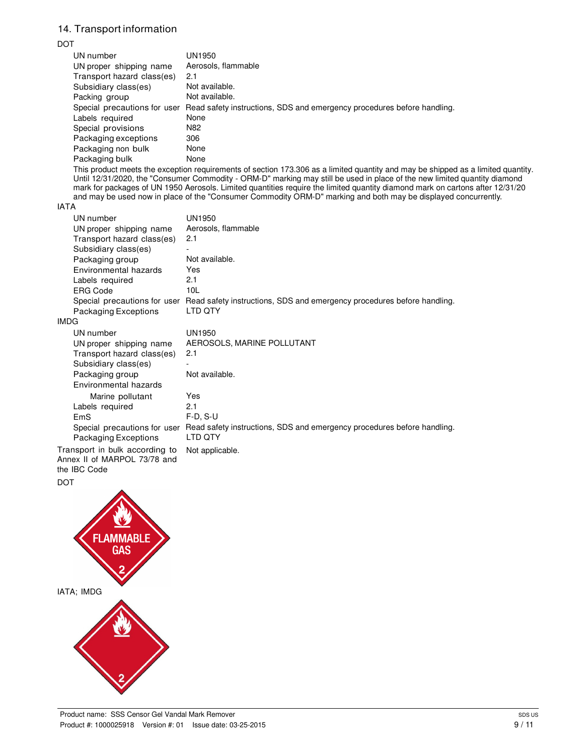## 14. Transport information

**DOT**

| | |
|---|---|
| UN number | UN1950 |
| UN proper shipping name | Aerosols, flammable |
| Transport hazard class(es) | 2.1 |
| Subsidiary class(es) | Not available. |
| Packing group | Not available. |
| Special precautions for user | Read safety instructions, SDS and emergency procedures before handling. |
| Labels required | None |
| Special provisions | N82 |
| Packaging exceptions | 306 |
| Packaging non bulk | None |
| Packaging bulk | None |

This product meets the exception requirements of section 173.306 as a limited quantity and may be shipped as a limited quantity. Until 12/31/2020, the "Consumer Commodity - ORM-D" marking may still be used in place of the new limited quantity diamond mark for packages of UN 1950 Aerosols. Limited quantities require the limited quantity diamond mark on cartons after 12/31/20 and may be used now in place of the "Consumer Commodity ORM-D" marking and both may be displayed concurrently.

**IATA**

| | |
|---|---|
| UN number | UN1950 |
| UN proper shipping name | Aerosols, flammable |
| Transport hazard class(es) | 2.1 |
| Subsidiary class(es) | - |
| Packaging group | Not available. |
| Environmental hazards | Yes |
| Labels required | 2.1 |
| ERG Code | 10L |
| Special precautions for user | Read safety instructions, SDS and emergency procedures before handling. |
| Packaging Exceptions | LTD QTY |

**IMDG**

| | |
|---|---|
| UN number | UN1950 |
| UN proper shipping name | AEROSOLS, MARINE POLLUTANT |
| Transport hazard class(es) | 2.1 |
| Subsidiary class(es) | - |
| Packaging group | Not available. |
| Environmental hazards | |
| Marine pollutant | Yes |
| Labels required | 2.1 |
| EmS | F-D, S-U |
| Special precautions for user | Read safety instructions, SDS and emergency procedures before handling. |
| Packaging Exceptions | LTD QTY |

Transport in bulk according to Annex II of MARPOL 73/78 and the IBC Code: Not applicable.

**DOT**

**IATA; IMDG**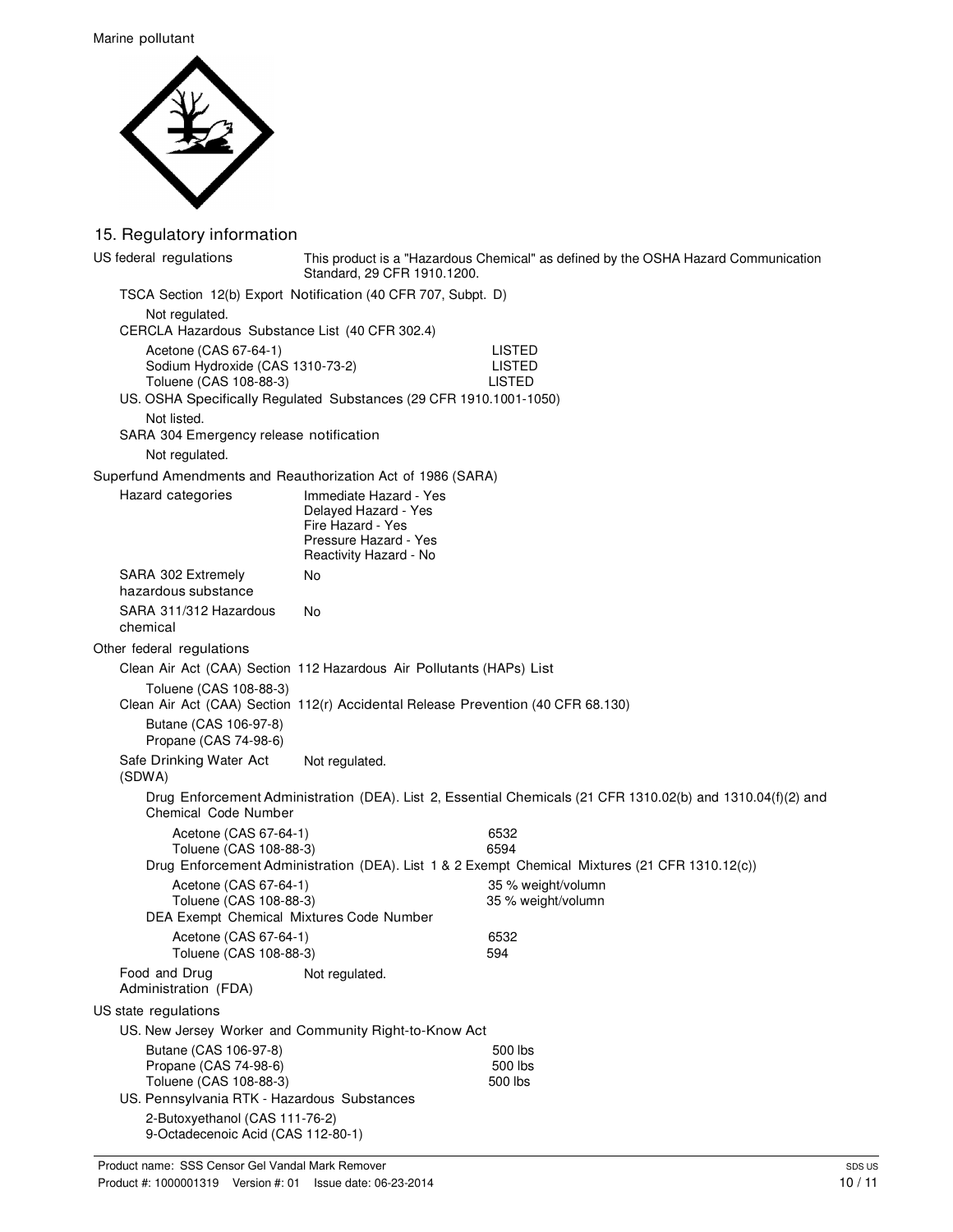Marine pollutant

## 15. Regulatory information

**US federal regulations** This product is a "Hazardous Chemical" as defined by the OSHA Hazard Communication Standard, 29 CFR 1910.1200.

**TSCA Section 12(b) Export Notification (40 CFR 707, Subpt. D)**

Not regulated.

**CERCLA Hazardous Substance List (40 CFR 302.4)**

| | |
|---|---|
| Acetone (CAS 67-64-1) | LISTED |
| Sodium Hydroxide (CAS 1310-73-2) | LISTED |
| Toluene (CAS 108-88-3) | LISTED |

**US. OSHA Specifically Regulated Substances (29 CFR 1910.1001-1050)**

Not listed.

**SARA 304 Emergency release notification**

Not regulated.

**Superfund Amendments and Reauthorization Act of 1986 (SARA)**

**Hazard categories**

Immediate Hazard - Yes
Delayed Hazard - Yes
Fire Hazard - Yes
Pressure Hazard - Yes
Reactivity Hazard - No

**SARA 302 Extremely hazardous substance** No

**SARA 311/312 Hazardous chemical** No

**Other federal regulations**

**Clean Air Act (CAA) Section 112 Hazardous Air Pollutants (HAPs) List**

Toluene (CAS 108-88-3)

**Clean Air Act (CAA) Section 112(r) Accidental Release Prevention (40 CFR 68.130)**

Butane (CAS 106-97-8)
Propane (CAS 74-98-6)

**Safe Drinking Water Act (SDWA)** Not regulated.

**Drug Enforcement Administration (DEA). List 2, Essential Chemicals (21 CFR 1310.02(b) and 1310.04(f)(2) and Chemical Code Number**

| | |
|---|---|
| Acetone (CAS 67-64-1) | 6532 |
| Toluene (CAS 108-88-3) | 6594 |

**Drug Enforcement Administration (DEA). List 1 & 2 Exempt Chemical Mixtures (21 CFR 1310.12(c))**

| | |
|---|---|
| Acetone (CAS 67-64-1) | 35 % weight/volumn |
| Toluene (CAS 108-88-3) | 35 % weight/volumn |

**DEA Exempt Chemical Mixtures Code Number**

| | |
|---|---|
| Acetone (CAS 67-64-1) | 6532 |
| Toluene (CAS 108-88-3) | 594 |

**Food and Drug Administration (FDA)** Not regulated.

**US state regulations**

**US. New Jersey Worker and Community Right-to-Know Act**

| | |
|---|---|
| Butane (CAS 106-97-8) | 500 lbs |
| Propane (CAS 74-98-6) | 500 lbs |
| Toluene (CAS 108-88-3) | 500 lbs |

**US. Pennsylvania RTK - Hazardous Substances**

2-Butoxyethanol (CAS 111-76-2)
9-Octadecenoic Acid (CAS 112-80-1)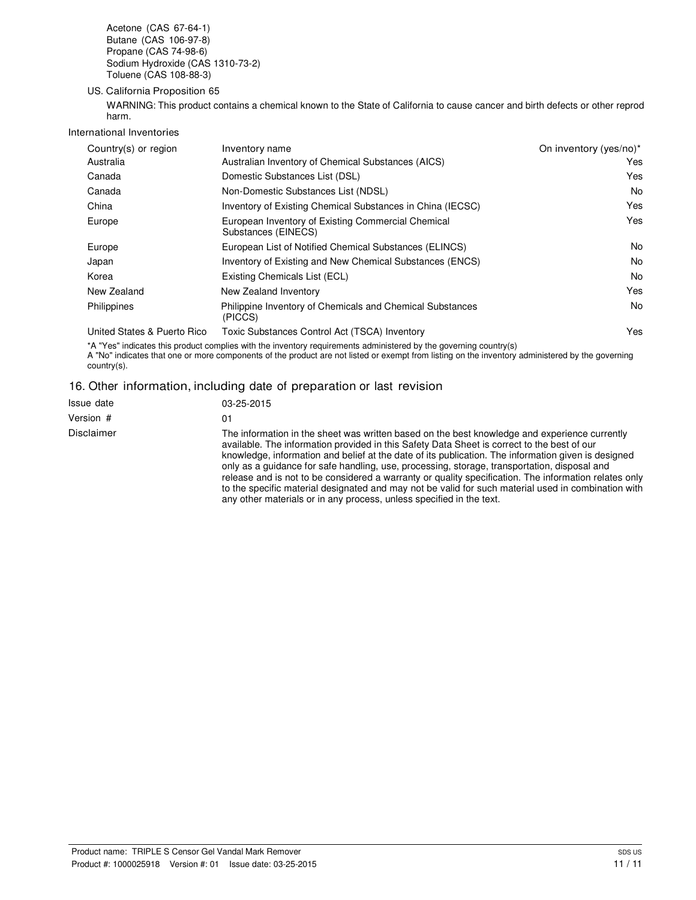Acetone (CAS 67-64-1)
Butane (CAS 106-97-8)
Propane (CAS 74-98-6)
Sodium Hydroxide (CAS 1310-73-2)
Toluene (CAS 108-88-3)

US. California Proposition 65

WARNING: This product contains a chemical known to the State of California to cause cancer and birth defects or other reprod harm.

International Inventories

| Country(s) or region | Inventory name | On inventory (yes/no)* |
|---|---|---|
| Australia | Australian Inventory of Chemical Substances (AICS) | Yes |
| Canada | Domestic Substances List (DSL) | Yes |
| Canada | Non-Domestic Substances List (NDSL) | No |
| China | Inventory of Existing Chemical Substances in China (IECSC) | Yes |
| Europe | European Inventory of Existing Commercial Chemical Substances (EINECS) | Yes |
| Europe | European List of Notified Chemical Substances (ELINCS) | No |
| Japan | Inventory of Existing and New Chemical Substances (ENCS) | No |
| Korea | Existing Chemicals List (ECL) | No |
| New Zealand | New Zealand Inventory | Yes |
| Philippines | Philippine Inventory of Chemicals and Chemical Substances (PICCS) | No |
| United States & Puerto Rico | Toxic Substances Control Act (TSCA) Inventory | Yes |

*A "Yes" indicates this product complies with the inventory requirements administered by the governing country(s)
A "No" indicates that one or more components of the product are not listed or exempt from listing on the inventory administered by the governing country(s).

## 16. Other information, including date of preparation or last revision

| | |
|---|---|
| Issue date | 03-25-2015 |
| Version # | 01 |
| Disclaimer | The information in the sheet was written based on the best knowledge and experience currently available. The information provided in this Safety Data Sheet is correct to the best of our knowledge, information and belief at the date of its publication. The information given is designed only as a guidance for safe handling, use, processing, storage, transportation, disposal and release and is not to be considered a warranty or quality specification. The information relates only to the specific material designated and may not be valid for such material used in combination with any other materials or in any process, unless specified in the text. |